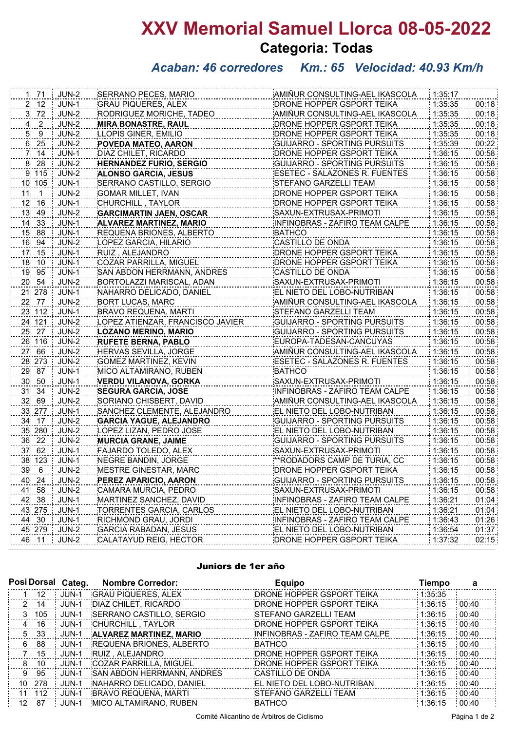# XXV Memorial Samuel Llorca 08-05-2022

## Categoria: Todas

### *Acaban: 46 corredores Km.: 65 Velocidad: 40.93 Km/h*

| | | | | | | |
|---|---|---|---|---|---|---|
| 1 | 71 | JUN-2 | SERRANO PECES, MARIO | AMIÑUR CONSULTING-AEL IKASCOLA | 1:35:17 | |
| 2 | 12 | JUN-1 | GRAU PIQUERES, ALEX | DRONE HOPPER GSPORT TEIKA | 1:35:35 | 00:18 |
| 3 | 72 | JUN-2 | RODRIGUEZ MORICHE, TADEO | AMIÑUR CONSULTING-AEL IKASCOLA | 1:35:35 | 00:18 |
| 4 | 2 | JUN-2 | **MIRA BONASTRE, RAUL** | DRONE HOPPER GSPORT TEIKA | 1:35:35 | 00:18 |
| 5 | 9 | JUN-2 | LLOPIS GINER, EMILIO | DRONE HOPPER GSPORT TEIKA | 1:35:35 | 00:18 |
| 6 | 25 | JUN-2 | **POVEDA MATEO, AARON** | GUIJARRO - SPORTING PURSUITS | 1:35:39 | 00:22 |
| 7 | 14 | JUN-1 | DIAZ CHILET, RICARDO | DRONE HOPPER GSPORT TEIKA | 1:36:15 | 00:58 |
| 8 | 28 | JUN-2 | **HERNANDEZ FURIO, SERGIO** | GUIJARRO - SPORTING PURSUITS | 1:36:15 | 00:58 |
| 9 | 115 | JUN-2 | **ALONSO GARCIA, JESUS** | ESETEC - SALAZONES R. FUENTES | 1:36:15 | 00:58 |
| 10 | 105 | JUN-1 | SERRANO CASTILLO, SERGIO | STEFANO GARZELLI TEAM | 1:36:15 | 00:58 |
| 11 | 1 | JUN-2 | GOMAR MILLET, IVAN | DRONE HOPPER GSPORT TEIKA | 1:36:15 | 00:58 |
| 12 | 16 | JUN-1 | CHURCHILL , TAYLOR | DRONE HOPPER GSPORT TEIKA | 1:36:15 | 00:58 |
| 13 | 49 | JUN-2 | **GARCIMARTIN JAEN, OSCAR** | SAXUN-EXTRUSAX-PRIMOTI | 1:36:15 | 00:58 |
| 14 | 33 | JUN-1 | **ALVAREZ MARTINEZ, MARIO** | INFINOBRAS - ZAFIRO TEAM CALPE | 1:36:15 | 00:58 |
| 15 | 88 | JUN-1 | REQUENA BRIONES, ALBERTO | BATHCO | 1:36:15 | 00:58 |
| 16 | 94 | JUN-2 | LOPEZ GARCIA, HILARIO | CASTILLO DE ONDA | 1:36:15 | 00:58 |
| 17 | 15 | JUN-1 | RUIZ , ALEJANDRO | DRONE HOPPER GSPORT TEIKA | 1:36:15 | 00:58 |
| 18 | 10 | JUN-1 | COZAR PARRILLA, MIGUEL | DRONE HOPPER GSPORT TEIKA | 1:36:15 | 00:58 |
| 19 | 95 | JUN-1 | SAN ABDON HERRMANN, ANDRES | CASTILLO DE ONDA | 1:36:15 | 00:58 |
| 20 | 54 | JUN-2 | BORTOLAZZI MARISCAL, ADAN | SAXUN-EXTRUSAX-PRIMOTI | 1:36:15 | 00:58 |
| 21 | 278 | JUN-1 | NAHARRO DELICADO, DANIEL | EL NIETO DEL LOBO-NUTRIBAN | 1:36:15 | 00:58 |
| 22 | 77 | JUN-2 | BORT LUCAS, MARC | AMIÑUR CONSULTING-AEL IKASCOLA | 1:36:15 | 00:58 |
| 23 | 112 | JUN-1 | BRAVO REQUENA, MARTI | STEFANO GARZELLI TEAM | 1:36:15 | 00:58 |
| 24 | 121 | JUN-2 | LOPEZ ATIENZAR, FRANCISCO JAVIER | GUIJARRO - SPORTING PURSUITS | 1:36:15 | 00:58 |
| 25 | 27 | JUN-2 | **LOZANO MERINO, MARIO** | GUIJARRO - SPORTING PURSUITS | 1:36:15 | 00:58 |
| 26 | 116 | JUN-2 | **RUFETE BERNA, PABLO** | EUROPA-TADESAN-CANCUYAS | 1:36:15 | 00:58 |
| 27 | 66 | JUN-2 | HERVAS SEVILLA, JORGE | AMIÑUR CONSULTING-AEL IKASCOLA | 1:36:15 | 00:58 |
| 28 | 273 | JUN-2 | GOMEZ MARTINEZ, KEVIN | ESETEC - SALAZONES R. FUENTES | 1:36:15 | 00:58 |
| 29 | 87 | JUN-1 | MICO ALTAMIRANO, RUBEN | BATHCO | 1:36:15 | 00:58 |
| 30 | 50 | JUN-1 | **VERDU VILANOVA, GORKA** | SAXUN-EXTRUSAX-PRIMOTI | 1:36:15 | 00:58 |
| 31 | 34 | JUN-2 | **SEGURA GARCIA, JOSE** | INFINOBRAS - ZAFIRO TEAM CALPE | 1:36:15 | 00:58 |
| 32 | 69 | JUN-2 | SORIANO CHISBERT, DAVID | AMIÑUR CONSULTING-AEL IKASCOLA | 1:36:15 | 00:58 |
| 33 | 277 | JUN-1 | SANCHEZ CLEMENTE, ALEJANDRO | EL NIETO DEL LOBO-NUTRIBAN | 1:36:15 | 00:58 |
| 34 | 17 | JUN-2 | **GARCIA YAGUE, ALEJANDRO** | GUIJARRO - SPORTING PURSUITS | 1:36:15 | 00:58 |
| 35 | 280 | JUN-2 | LOPEZ LIZAN, PEDRO JOSE | EL NIETO DEL LOBO-NUTRIBAN | 1:36:15 | 00:58 |
| 36 | 22 | JUN-2 | **MURCIA GRANE, JAIME** | GUIJARRO - SPORTING PURSUITS | 1:36:15 | 00:58 |
| 37 | 62 | JUN-1 | FAJARDO TOLEDO, ALEX | SAXUN-EXTRUSAX-PRIMOTI | 1:36:15 | 00:58 |
| 38 | 123 | JUN-1 | NEGRE BANDIN, JORGE | **RODADORS CAMP DE TURIA, CC | 1:36:15 | 00:58 |
| 39 | 6 | JUN-2 | MESTRE GINESTAR, MARC | DRONE HOPPER GSPORT TEIKA | 1:36:15 | 00:58 |
| 40 | 24 | JUN-2 | **PEREZ APARICIO, AARON** | GUIJARRO - SPORTING PURSUITS | 1:36:15 | 00:58 |
| 41 | 58 | JUN-2 | CAMARA MURCIA, PEDRO | SAXUN-EXTRUSAX-PRIMOTI | 1:36:15 | 00:58 |
| 42 | 38 | JUN-1 | MARTINEZ SANCHEZ, DAVID | INFINOBRAS - ZAFIRO TEAM CALPE | 1:36:21 | 01:04 |
| 43 | 275 | JUN-1 | TORRENTES GARCIA, CARLOS | EL NIETO DEL LOBO-NUTRIBAN | 1:36:21 | 01:04 |
| 44 | 30 | JUN-1 | RICHMOND GRAU, JORDI | INFINOBRAS - ZAFIRO TEAM CALPE | 1:36:43 | 01:26 |
| 45 | 279 | JUN-2 | GARCIA RABADAN, JESUS | EL NIETO DEL LOBO-NUTRIBAN | 1:36:54 | 01:37 |
| 46 | 11 | JUN-2 | CALATAYUD REIG, HECTOR | DRONE HOPPER GSPORT TEIKA | 1:37:32 | 02:15 |

### Juniors de 1er año

| Posi | Dorsal | Categ. | Nombre Corredor: | Equipo | Tiempo | a |
|---|---|---|---|---|---|---|
| 1 | 12 | JUN-1 | GRAU PIQUERES, ALEX | DRONE HOPPER GSPORT TEIKA | 1:35:35 | |
| 2 | 14 | JUN-1 | DIAZ CHILET, RICARDO | DRONE HOPPER GSPORT TEIKA | 1:36:15 | 00:40 |
| 3 | 105 | JUN-1 | SERRANO CASTILLO, SERGIO | STEFANO GARZELLI TEAM | 1:36:15 | 00:40 |
| 4 | 16 | JUN-1 | CHURCHILL , TAYLOR | DRONE HOPPER GSPORT TEIKA | 1:36:15 | 00:40 |
| 5 | 33 | JUN-1 | **ALVAREZ MARTINEZ, MARIO** | INFINOBRAS - ZAFIRO TEAM CALPE | 1:36:15 | 00:40 |
| 6 | 88 | JUN-1 | REQUENA BRIONES, ALBERTO | BATHCO | 1:36:15 | 00:40 |
| 7 | 15 | JUN-1 | RUIZ , ALEJANDRO | DRONE HOPPER GSPORT TEIKA | 1:36:15 | 00:40 |
| 8 | 10 | JUN-1 | COZAR PARRILLA, MIGUEL | DRONE HOPPER GSPORT TEIKA | 1:36:15 | 00:40 |
| 9 | 95 | JUN-1 | SAN ABDON HERRMANN, ANDRES | CASTILLO DE ONDA | 1:36:15 | 00:40 |
| 10 | 278 | JUN-1 | NAHARRO DELICADO, DANIEL | EL NIETO DEL LOBO-NUTRIBAN | 1:36:15 | 00:40 |
| 11 | 112 | JUN-1 | BRAVO REQUENA, MARTI | STEFANO GARZELLI TEAM | 1:36:15 | 00:40 |
| 12 | 87 | JUN-1 | MICO ALTAMIRANO, RUBEN | BATHCO | 1:36:15 | 00:40 |

Comité Alicantino de Árbitros de Ciclismo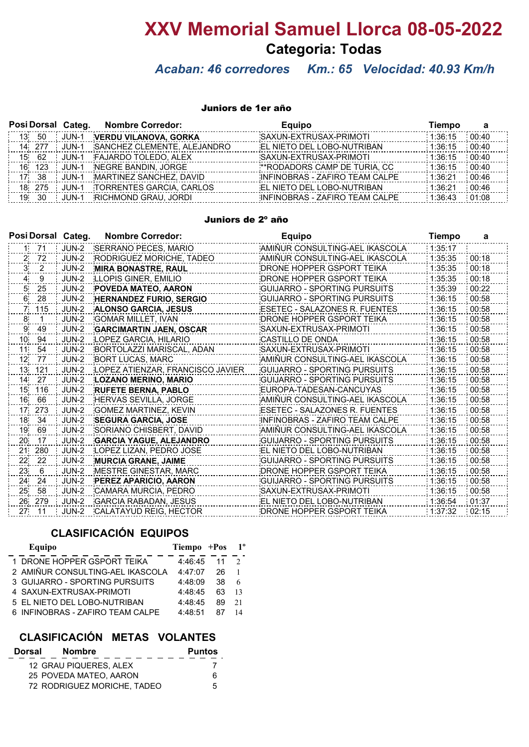# XXV Memorial Samuel Llorca 08-05-2022

## Categoria: Todas

***Acaban: 46 corredores Km.: 65 Velocidad: 40.93 Km/h***

### Juniors de 1er año

| Posi | Dorsal | Categ. | Nombre Corredor: | Equipo | Tiempo | a |
|---|---|---|---|---|---|---|
| 13 | 50 | JUN-1 | **VERDU VILANOVA, GORKA** | SAXUN-EXTRUSAX-PRIMOTI | 1:36:15 | 00:40 |
| 14 | 277 | JUN-1 | SANCHEZ CLEMENTE, ALEJANDRO | EL NIETO DEL LOBO-NUTRIBAN | 1:36:15 | 00:40 |
| 15 | 62 | JUN-1 | FAJARDO TOLEDO, ALEX | SAXUN-EXTRUSAX-PRIMOTI | 1:36:15 | 00:40 |
| 16 | 123 | JUN-1 | NEGRE BANDIN, JORGE | **RODADORS CAMP DE TURIA, CC | 1:36:15 | 00:40 |
| 17 | 38 | JUN-1 | MARTINEZ SANCHEZ, DAVID | INFINOBRAS - ZAFIRO TEAM CALPE | 1:36:21 | 00:46 |
| 18 | 275 | JUN-1 | TORRENTES GARCIA, CARLOS | EL NIETO DEL LOBO-NUTRIBAN | 1:36:21 | 00:46 |
| 19 | 30 | JUN-1 | RICHMOND GRAU, JORDI | INFINOBRAS - ZAFIRO TEAM CALPE | 1:36:43 | 01:08 |

### Juniors de 2º año

| Posi | Dorsal | Categ. | Nombre Corredor: | Equipo | Tiempo | a |
|---|---|---|---|---|---|---|
| 1 | 71 | JUN-2 | SERRANO PECES, MARIO | AMIÑUR CONSULTING-AEL IKASCOLA | 1:35:17 | |
| 2 | 72 | JUN-2 | RODRIGUEZ MORICHE, TADEO | AMIÑUR CONSULTING-AEL IKASCOLA | 1:35:35 | 00:18 |
| 3 | 2 | JUN-2 | **MIRA BONASTRE, RAUL** | DRONE HOPPER GSPORT TEIKA | 1:35:35 | 00:18 |
| 4 | 9 | JUN-2 | LLOPIS GINER, EMILIO | DRONE HOPPER GSPORT TEIKA | 1:35:35 | 00:18 |
| 5 | 25 | JUN-2 | **POVEDA MATEO, AARON** | GUIJARRO - SPORTING PURSUITS | 1:35:39 | 00:22 |
| 6 | 28 | JUN-2 | **HERNANDEZ FURIO, SERGIO** | GUIJARRO - SPORTING PURSUITS | 1:36:15 | 00:58 |
| 7 | 115 | JUN-2 | **ALONSO GARCIA, JESUS** | ESETEC - SALAZONES R. FUENTES | 1:36:15 | 00:58 |
| 8 | 1 | JUN-2 | GOMAR MILLET, IVAN | DRONE HOPPER GSPORT TEIKA | 1:36:15 | 00:58 |
| 9 | 49 | JUN-2 | **GARCIMARTIN JAEN, OSCAR** | SAXUN-EXTRUSAX-PRIMOTI | 1:36:15 | 00:58 |
| 10 | 94 | JUN-2 | LOPEZ GARCIA, HILARIO | CASTILLO DE ONDA | 1:36:15 | 00:58 |
| 11 | 54 | JUN-2 | BORTOLAZZI MARISCAL, ADAN | SAXUN-EXTRUSAX-PRIMOTI | 1:36:15 | 00:58 |
| 12 | 77 | JUN-2 | BORT LUCAS, MARC | AMIÑUR CONSULTING-AEL IKASCOLA | 1:36:15 | 00:58 |
| 13 | 121 | JUN-2 | LOPEZ ATIENZAR, FRANCISCO JAVIER | GUIJARRO - SPORTING PURSUITS | 1:36:15 | 00:58 |
| 14 | 27 | JUN-2 | **LOZANO MERINO, MARIO** | GUIJARRO - SPORTING PURSUITS | 1:36:15 | 00:58 |
| 15 | 116 | JUN-2 | **RUFETE BERNA, PABLO** | EUROPA-TADESAN-CANCUYAS | 1:36:15 | 00:58 |
| 16 | 66 | JUN-2 | HERVAS SEVILLA, JORGE | AMIÑUR CONSULTING-AEL IKASCOLA | 1:36:15 | 00:58 |
| 17 | 273 | JUN-2 | GOMEZ MARTINEZ, KEVIN | ESETEC - SALAZONES R. FUENTES | 1:36:15 | 00:58 |
| 18 | 34 | JUN-2 | **SEGURA GARCIA, JOSE** | INFINOBRAS - ZAFIRO TEAM CALPE | 1:36:15 | 00:58 |
| 19 | 69 | JUN-2 | SORIANO CHISBERT, DAVID | AMIÑUR CONSULTING-AEL IKASCOLA | 1:36:15 | 00:58 |
| 20 | 17 | JUN-2 | **GARCIA YAGUE, ALEJANDRO** | GUIJARRO - SPORTING PURSUITS | 1:36:15 | 00:58 |
| 21 | 280 | JUN-2 | LOPEZ LIZAN, PEDRO JOSE | EL NIETO DEL LOBO-NUTRIBAN | 1:36:15 | 00:58 |
| 22 | 22 | JUN-2 | **MURCIA GRANE, JAIME** | GUIJARRO - SPORTING PURSUITS | 1:36:15 | 00:58 |
| 23 | 6 | JUN-2 | MESTRE GINESTAR, MARC | DRONE HOPPER GSPORT TEIKA | 1:36:15 | 00:58 |
| 24 | 24 | JUN-2 | **PEREZ APARICIO, AARON** | GUIJARRO - SPORTING PURSUITS | 1:36:15 | 00:58 |
| 25 | 58 | JUN-2 | CAMARA MURCIA, PEDRO | SAXUN-EXTRUSAX-PRIMOTI | 1:36:15 | 00:58 |
| 26 | 279 | JUN-2 | GARCIA RABADAN, JESUS | EL NIETO DEL LOBO-NUTRIBAN | 1:36:54 | 01:37 |
| 27 | 11 | JUN-2 | CALATAYUD REIG, HECTOR | DRONE HOPPER GSPORT TEIKA | 1:37:32 | 02:15 |

## CLASIFICACIÓN EQUIPOS

| | Equipo | Tiempo | +Pos | 1º |
|---|---|---|---|---|
| 1 | DRONE HOPPER GSPORT TEIKA | 4:46:45 | 11 | 2 |
| 2 | AMIÑUR CONSULTING-AEL IKASCOLA | 4:47:07 | 26 | 1 |
| 3 | GUIJARRO - SPORTING PURSUITS | 4:48:09 | 38 | 6 |
| 4 | SAXUN-EXTRUSAX-PRIMOTI | 4:48:45 | 63 | 13 |
| 5 | EL NIETO DEL LOBO-NUTRIBAN | 4:48:45 | 89 | 21 |
| 6 | INFINOBRAS - ZAFIRO TEAM CALPE | 4:48:51 | 87 | 14 |

## CLASIFICACIÓN METAS VOLANTES

| Dorsal | Nombre | Puntos |
|---|---|---|
| 12 | GRAU PIQUERES, ALEX | 7 |
| 25 | POVEDA MATEO, AARON | 6 |
| 72 | RODRIGUEZ MORICHE, TADEO | 5 |